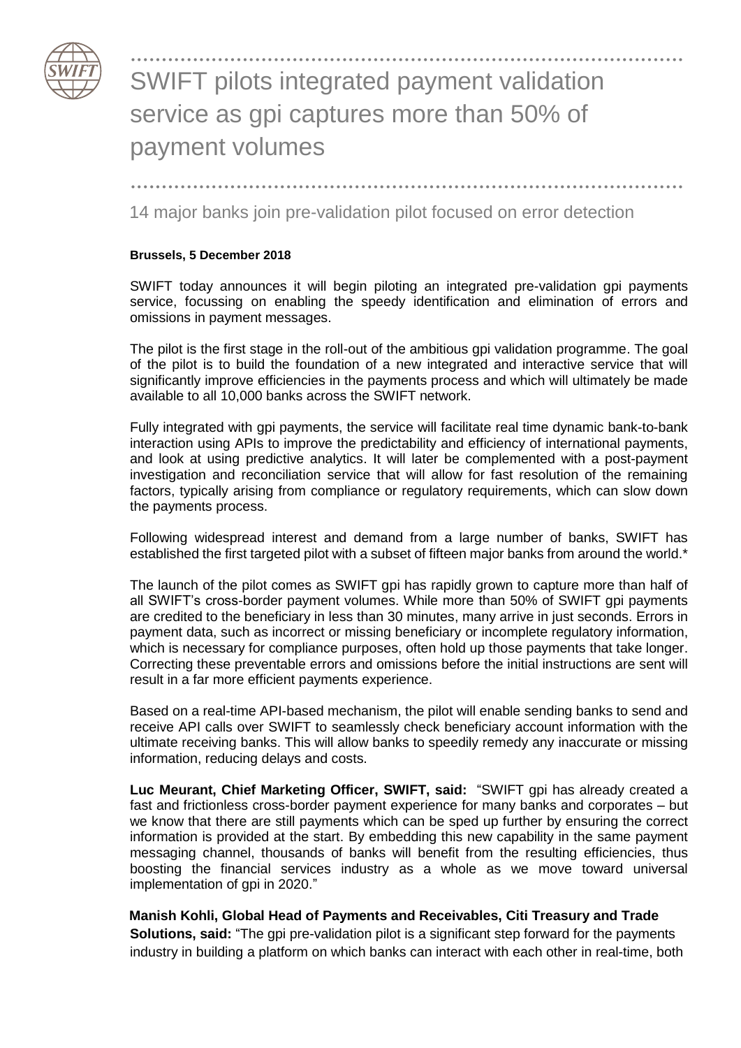# SWIFT pilots integrated payment validation service as gpi captures more than 50% of payment volumes

## 14 major banks join pre-validation pilot focused on error detection

**Brussels, 5 December 2018**

SWIFT today announces it will begin piloting an integrated pre-validation gpi payments service, focussing on enabling the speedy identification and elimination of errors and omissions in payment messages.

The pilot is the first stage in the roll-out of the ambitious gpi validation programme. The goal of the pilot is to build the foundation of a new integrated and interactive service that will significantly improve efficiencies in the payments process and which will ultimately be made available to all 10,000 banks across the SWIFT network.

Fully integrated with gpi payments, the service will facilitate real time dynamic bank-to-bank interaction using APIs to improve the predictability and efficiency of international payments, and look at using predictive analytics. It will later be complemented with a post-payment investigation and reconciliation service that will allow for fast resolution of the remaining factors, typically arising from compliance or regulatory requirements, which can slow down the payments process.

Following widespread interest and demand from a large number of banks, SWIFT has established the first targeted pilot with a subset of fifteen major banks from around the world.*

The launch of the pilot comes as SWIFT gpi has rapidly grown to capture more than half of all SWIFT's cross-border payment volumes. While more than 50% of SWIFT gpi payments are credited to the beneficiary in less than 30 minutes, many arrive in just seconds. Errors in payment data, such as incorrect or missing beneficiary or incomplete regulatory information, which is necessary for compliance purposes, often hold up those payments that take longer. Correcting these preventable errors and omissions before the initial instructions are sent will result in a far more efficient payments experience.

Based on a real-time API-based mechanism, the pilot will enable sending banks to send and receive API calls over SWIFT to seamlessly check beneficiary account information with the ultimate receiving banks. This will allow banks to speedily remedy any inaccurate or missing information, reducing delays and costs.

**Luc Meurant, Chief Marketing Officer, SWIFT, said:** "SWIFT gpi has already created a fast and frictionless cross-border payment experience for many banks and corporates – but we know that there are still payments which can be sped up further by ensuring the correct information is provided at the start. By embedding this new capability in the same payment messaging channel, thousands of banks will benefit from the resulting efficiencies, thus boosting the financial services industry as a whole as we move toward universal implementation of gpi in 2020."

**Manish Kohli, Global Head of Payments and Receivables, Citi Treasury and Trade Solutions, said:** "The gpi pre-validation pilot is a significant step forward for the payments industry in building a platform on which banks can interact with each other in real-time, both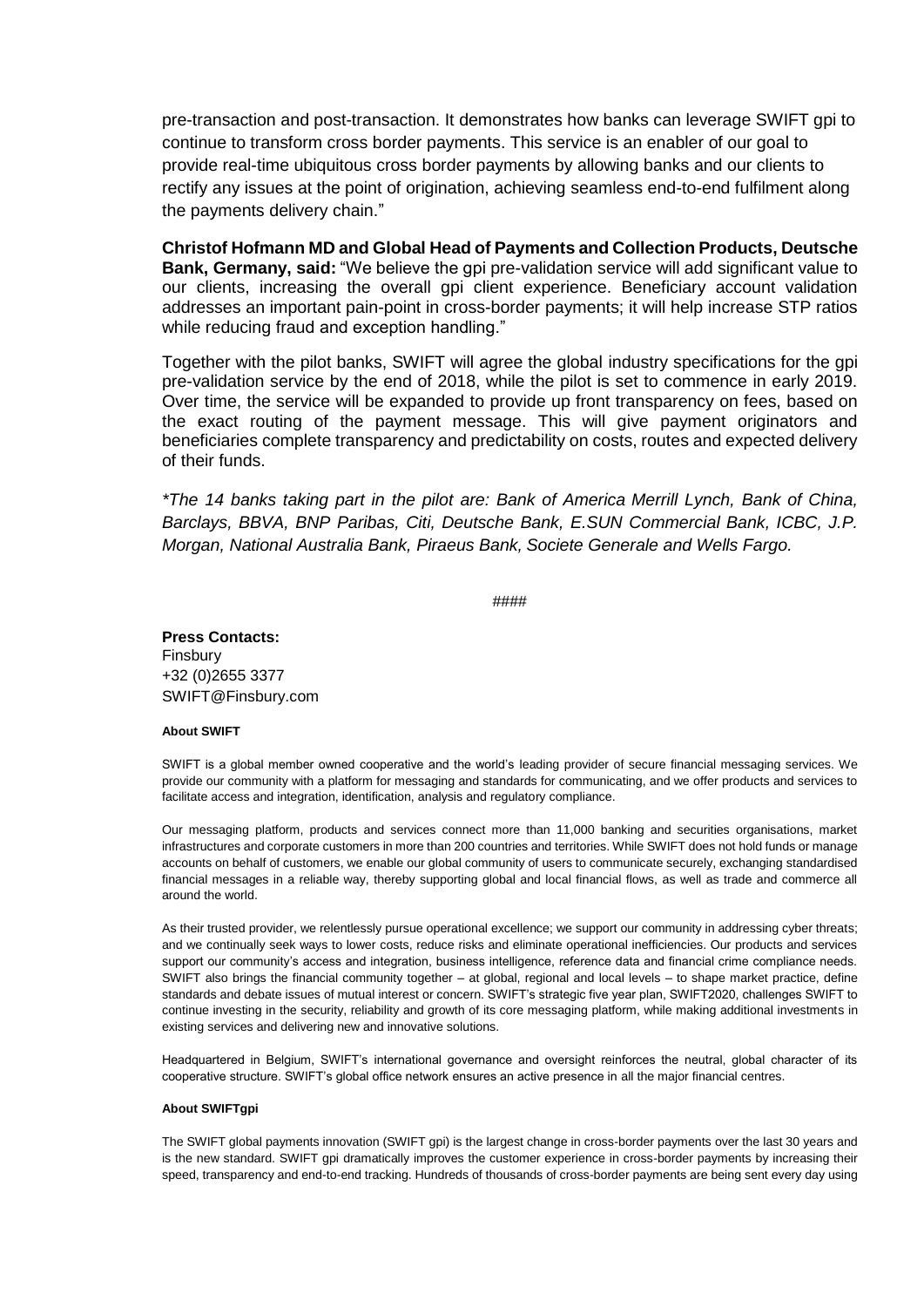pre-transaction and post-transaction. It demonstrates how banks can leverage SWIFT gpi to continue to transform cross border payments. This service is an enabler of our goal to provide real-time ubiquitous cross border payments by allowing banks and our clients to rectify any issues at the point of origination, achieving seamless end-to-end fulfilment along the payments delivery chain."

**Christof Hofmann MD and Global Head of Payments and Collection Products, Deutsche Bank, Germany, said:** "We believe the gpi pre-validation service will add significant value to our clients, increasing the overall gpi client experience. Beneficiary account validation addresses an important pain-point in cross-border payments; it will help increase STP ratios while reducing fraud and exception handling."

Together with the pilot banks, SWIFT will agree the global industry specifications for the gpi pre-validation service by the end of 2018, while the pilot is set to commence in early 2019. Over time, the service will be expanded to provide up front transparency on fees, based on the exact routing of the payment message. This will give payment originators and beneficiaries complete transparency and predictability on costs, routes and expected delivery of their funds.

*\*The 14 banks taking part in the pilot are: Bank of America Merrill Lynch, Bank of China, Barclays, BBVA, BNP Paribas, Citi, Deutsche Bank, E.SUN Commercial Bank, ICBC, J.P. Morgan, National Australia Bank, Piraeus Bank, Societe Generale and Wells Fargo.*

####

**Press Contacts:**
Finsbury
+32 (0)2655 3377
SWIFT@Finsbury.com

**About SWIFT**

SWIFT is a global member owned cooperative and the world's leading provider of secure financial messaging services. We provide our community with a platform for messaging and standards for communicating, and we offer products and services to facilitate access and integration, identification, analysis and regulatory compliance.

Our messaging platform, products and services connect more than 11,000 banking and securities organisations, market infrastructures and corporate customers in more than 200 countries and territories. While SWIFT does not hold funds or manage accounts on behalf of customers, we enable our global community of users to communicate securely, exchanging standardised financial messages in a reliable way, thereby supporting global and local financial flows, as well as trade and commerce all around the world.

As their trusted provider, we relentlessly pursue operational excellence; we support our community in addressing cyber threats; and we continually seek ways to lower costs, reduce risks and eliminate operational inefficiencies. Our products and services support our community's access and integration, business intelligence, reference data and financial crime compliance needs. SWIFT also brings the financial community together – at global, regional and local levels – to shape market practice, define standards and debate issues of mutual interest or concern. SWIFT's strategic five year plan, SWIFT2020, challenges SWIFT to continue investing in the security, reliability and growth of its core messaging platform, while making additional investments in existing services and delivering new and innovative solutions.

Headquartered in Belgium, SWIFT's international governance and oversight reinforces the neutral, global character of its cooperative structure. SWIFT's global office network ensures an active presence in all the major financial centres.

**About SWIFTgpi**

The SWIFT global payments innovation (SWIFT gpi) is the largest change in cross-border payments over the last 30 years and is the new standard. SWIFT gpi dramatically improves the customer experience in cross-border payments by increasing their speed, transparency and end-to-end tracking. Hundreds of thousands of cross-border payments are being sent every day using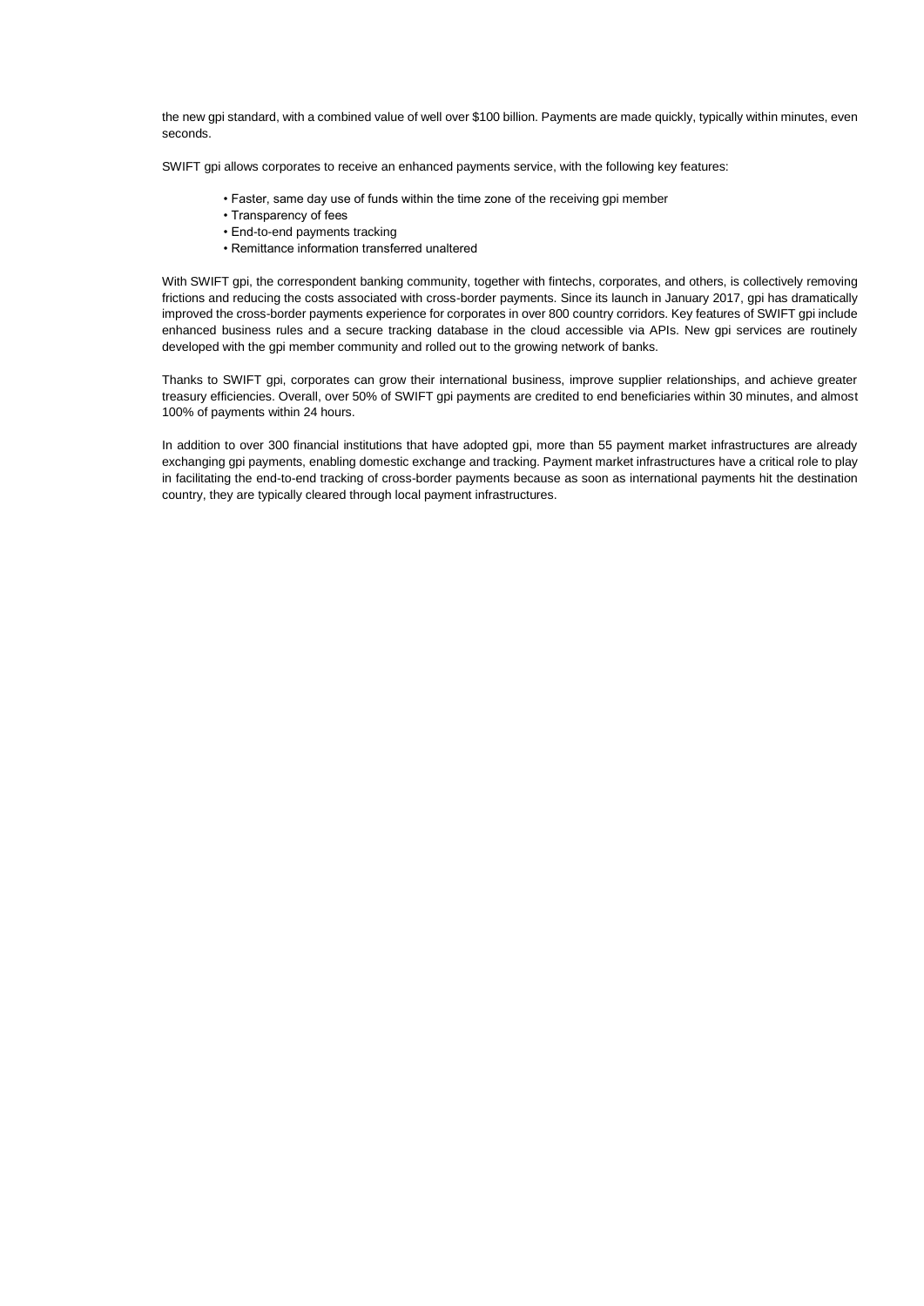the new gpi standard, with a combined value of well over $100 billion. Payments are made quickly, typically within minutes, even seconds.

SWIFT gpi allows corporates to receive an enhanced payments service, with the following key features:

- Faster, same day use of funds within the time zone of the receiving gpi member
- Transparency of fees
- End-to-end payments tracking
- Remittance information transferred unaltered

With SWIFT gpi, the correspondent banking community, together with fintechs, corporates, and others, is collectively removing frictions and reducing the costs associated with cross-border payments. Since its launch in January 2017, gpi has dramatically improved the cross-border payments experience for corporates in over 800 country corridors. Key features of SWIFT gpi include enhanced business rules and a secure tracking database in the cloud accessible via APIs. New gpi services are routinely developed with the gpi member community and rolled out to the growing network of banks.

Thanks to SWIFT gpi, corporates can grow their international business, improve supplier relationships, and achieve greater treasury efficiencies. Overall, over 50% of SWIFT gpi payments are credited to end beneficiaries within 30 minutes, and almost 100% of payments within 24 hours.

In addition to over 300 financial institutions that have adopted gpi, more than 55 payment market infrastructures are already exchanging gpi payments, enabling domestic exchange and tracking. Payment market infrastructures have a critical role to play in facilitating the end-to-end tracking of cross-border payments because as soon as international payments hit the destination country, they are typically cleared through local payment infrastructures.